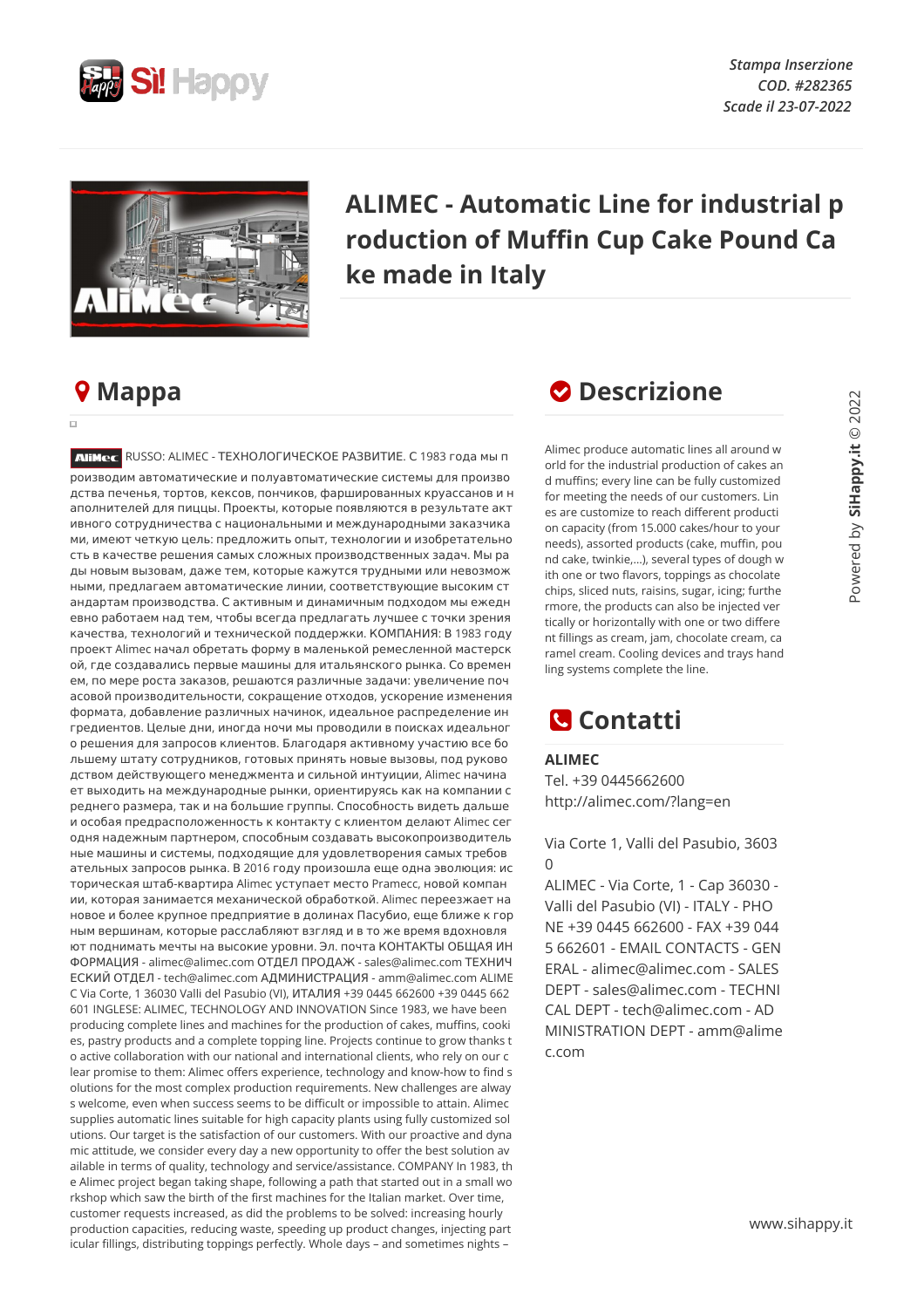*Stampa Inserzione*
*COD. #282365*
*Scade il 23-07-2022*

# ALIMEC - Automatic Line for industrial production of Muffin Cup Cake Pound Cake made in Italy

## Mappa

RUSSO: ALIMEC - ТЕХНОЛОГИЧЕСКОЕ РАЗВИТИЕ. С 1983 года мы производим автоматические и полуавтоматические системы для производства печенья, тортов, кексов, пончиков, фаршированных круассанов и наполнителей для пиццы. Проекты, которые появляются в результате активного сотрудничества с национальными и международными заказчиками, имеют четкую цель: предложить опыт, технологии и изобретательность в качестве решения самых сложных производственных задач. Мы рады новым вызовам, даже тем, которые кажутся трудными или невозможными, предлагаем автоматические линии, соответствующие высоким стандартам производства. С активным и динамичным подходом мы ежедневно работаем над тем, чтобы всегда предлагать лучшее с точки зрения качества, технологий и технической поддержки. КОМПАНИЯ: В 1983 году проект Alimec начал обретать форму в маленькой ремесленной мастерской, где создавались первые машины для итальянского рынка. Со временем, по мере роста заказов, решаются различные задачи: увеличение почасовой производительности, сокращение отходов, ускорение изменения формата, добавление различных начинок, идеальное распределение ингредиентов. Целые дни, иногда ночи мы проводили в поисках идеального решения для запросов клиентов. Благодаря активному участию все большему штату сотрудников, готовых принять новые вызовы, под руководством действующего менеджмента и сильной интуиции, Alimec начинает выходить на международные рынки, ориентируясь как на компании среднего размера, так и на большие группы. Способность видеть дальше и особая предрасположенность к контакту с клиентом делают Alimec сегодня надежным партнером, способным создавать высокопроизводительные машины и системы, подходящие для удовлетворения самых требовательных запросов рынка. В 2016 году произошла еще одна эволюция: историческая штаб-квартира Alimec уступает место Pramecc, новой компании, которая занимается механической обработкой. Alimec переезжает на новое и более крупное предприятие в долинах Пасубио, еще ближе к горным вершинам, которые расслабляют взгляд и в то же время вдохновляют поднимать мечты на высокие уровни. Эл. почта КОНТАКТЫ ОБЩАЯ ИНФОРМАЦИЯ - alimec@alimec.com ОТДЕЛ ПРОДАЖ - sales@alimec.com ТЕХНИЧЕСКИЙ ОТДЕЛ - tech@alimec.com АДМИНИСТРАЦИЯ - amm@alimec.com ALIMEC Via Corte, 1 36030 Valli del Pasubio (VI), ИТАЛИЯ +39 0445 662600 +39 0445 662601 INGLESE: ALIMEC, TECHNOLOGY AND INNOVATION Since 1983, we have been producing complete lines and machines for the production of cakes, muffins, cookies, pastry products and a complete topping line. Projects continue to grow thanks to active collaboration with our national and international clients, who rely on our clear promise to them: Alimec offers experience, technology and know-how to find solutions for the most complex production requirements. New challenges are always welcome, even when success seems to be difficult or impossible to attain. Alimec supplies automatic lines suitable for high capacity plants using fully customized solutions. Our target is the satisfaction of our customers. With our proactive and dynamic attitude, we consider every day a new opportunity to offer the best solution available in terms of quality, technology and service/assistance. COMPANY In 1983, the Alimec project began taking shape, following a path that started out in a small workshop which saw the birth of the first machines for the Italian market. Over time, customer requests increased, as did the problems to be solved: increasing hourly production capacities, reducing waste, speeding up product changes, injecting particular fillings, distributing toppings perfectly. Whole days – and sometimes nights –

## Descrizione

Alimec produce automatic lines all around world for the industrial production of cakes and muffins; every line can be fully customized for meeting the needs of our customers. Lines are customize to reach different production capacity (from 15.000 cakes/hour to your needs), assorted products (cake, muffin, pound cake, twinkie,...), several types of dough with one or two flavors, toppings as chocolate chips, sliced nuts, raisins, sugar, icing; furthermore, the products can also be injected vertically or horizontally with one or two different fillings as cream, jam, chocolate cream, caramel cream. Cooling devices and trays handling systems complete the line.

## Contatti

**ALIMEC**
Tel. +39 0445662600
http://alimec.com/?lang=en

Via Corte 1, Valli del Pasubio, 36030

ALIMEC - Via Corte, 1 - Cap 36030 - Valli del Pasubio (VI) - ITALY - PHONE +39 0445 662600 - FAX +39 0445 662601 - EMAIL CONTACTS - GENERAL - alimec@alimec.com - SALES DEPT - sales@alimec.com - TECHNICAL DEPT - tech@alimec.com - ADMINISTRATION DEPT - amm@alimec.com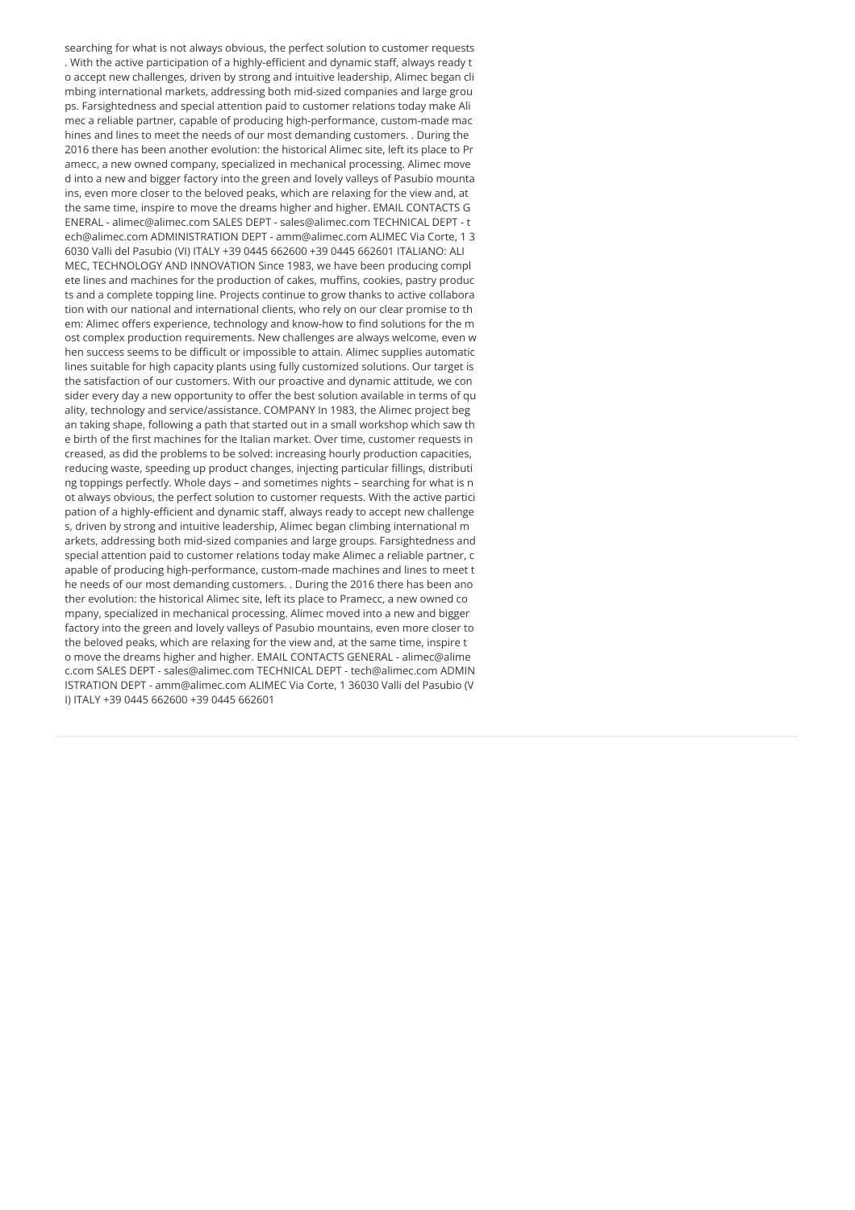searching for what is not always obvious, the perfect solution to customer requests . With the active participation of a highly-efficient and dynamic staff, always ready to accept new challenges, driven by strong and intuitive leadership, Alimec began climbing international markets, addressing both mid-sized companies and large groups. Farsightedness and special attention paid to customer relations today make Alimec a reliable partner, capable of producing high-performance, custom-made machines and lines to meet the needs of our most demanding customers. . During the 2016 there has been another evolution: the historical Alimec site, left its place to Pramecc, a new owned company, specialized in mechanical processing. Alimec moved into a new and bigger factory into the green and lovely valleys of Pasubio mountains, even more closer to the beloved peaks, which are relaxing for the view and, at the same time, inspire to move the dreams higher and higher. EMAIL CONTACTS GENERAL - alimec@alimec.com SALES DEPT - sales@alimec.com TECHNICAL DEPT - tech@alimec.com ADMINISTRATION DEPT - amm@alimec.com ALIMEC Via Corte, 1 36030 Valli del Pasubio (VI) ITALY +39 0445 662600 +39 0445 662601 ITALIANO: ALIMEC, TECHNOLOGY AND INNOVATION Since 1983, we have been producing complete lines and machines for the production of cakes, muffins, cookies, pastry products and a complete topping line. Projects continue to grow thanks to active collaboration with our national and international clients, who rely on our clear promise to them: Alimec offers experience, technology and know-how to find solutions for the most complex production requirements. New challenges are always welcome, even when success seems to be difficult or impossible to attain. Alimec supplies automatic lines suitable for high capacity plants using fully customized solutions. Our target is the satisfaction of our customers. With our proactive and dynamic attitude, we consider every day a new opportunity to offer the best solution available in terms of quality, technology and service/assistance. COMPANY In 1983, the Alimec project began taking shape, following a path that started out in a small workshop which saw the birth of the first machines for the Italian market. Over time, customer requests increased, as did the problems to be solved: increasing hourly production capacities, reducing waste, speeding up product changes, injecting particular fillings, distributing toppings perfectly. Whole days – and sometimes nights – searching for what is not always obvious, the perfect solution to customer requests. With the active participation of a highly-efficient and dynamic staff, always ready to accept new challenges, driven by strong and intuitive leadership, Alimec began climbing international markets, addressing both mid-sized companies and large groups. Farsightedness and special attention paid to customer relations today make Alimec a reliable partner, capable of producing high-performance, custom-made machines and lines to meet the needs of our most demanding customers. . During the 2016 there has been another evolution: the historical Alimec site, left its place to Pramecc, a new owned company, specialized in mechanical processing. Alimec moved into a new and bigger factory into the green and lovely valleys of Pasubio mountains, even more closer to the beloved peaks, which are relaxing for the view and, at the same time, inspire to move the dreams higher and higher. EMAIL CONTACTS GENERAL - alimec@alimec.com SALES DEPT - sales@alimec.com TECHNICAL DEPT - tech@alimec.com ADMINISTRATION DEPT - amm@alimec.com ALIMEC Via Corte, 1 36030 Valli del Pasubio (VI) ITALY +39 0445 662600 +39 0445 662601